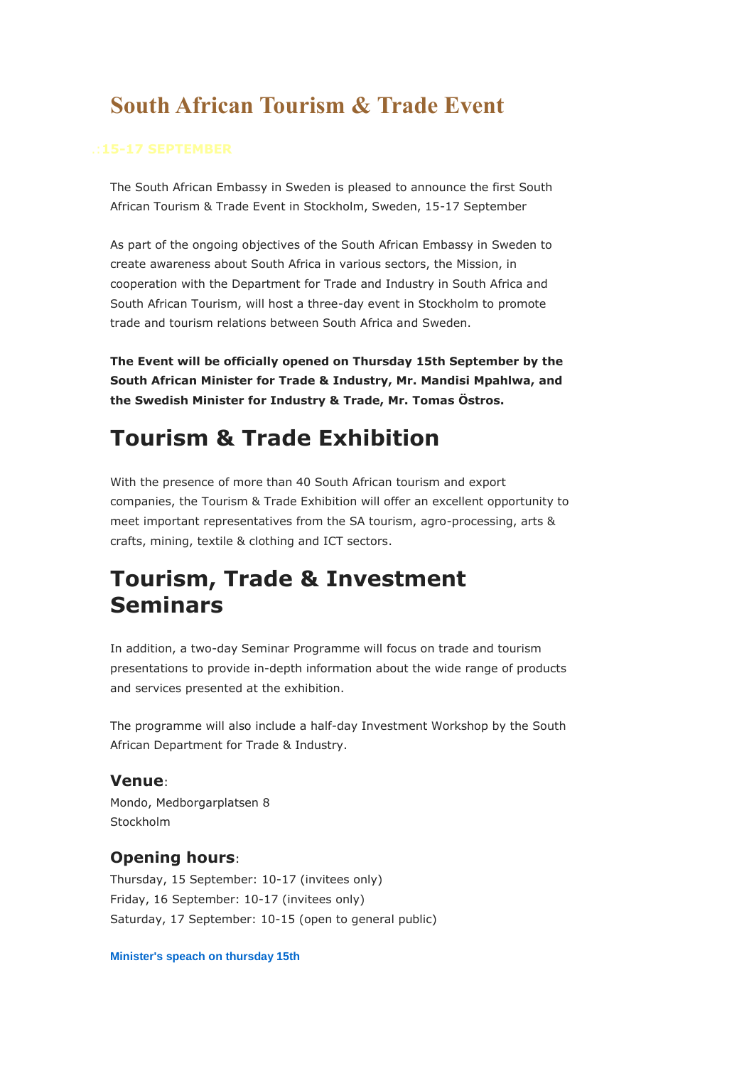# South African Tourism & Trade Event

.:15-17 SEPTEMBER

The South African Embassy in Sweden is pleased to announce the first South African Tourism & Trade Event in Stockholm, Sweden, 15-17 September

As part of the ongoing objectives of the South African Embassy in Sweden to create awareness about South Africa in various sectors, the Mission, in cooperation with the Department for Trade and Industry in South Africa and South African Tourism, will host a three-day event in Stockholm to promote trade and tourism relations between South Africa and Sweden.

**The Event will be officially opened on Thursday 15th September by the South African Minister for Trade & Industry, Mr. Mandisi Mpahlwa, and the Swedish Minister for Industry & Trade, Mr. Tomas Östros.**

## Tourism & Trade Exhibition

With the presence of more than 40 South African tourism and export companies, the Tourism & Trade Exhibition will offer an excellent opportunity to meet important representatives from the SA tourism, agro-processing, arts & crafts, mining, textile & clothing and ICT sectors.

## Tourism, Trade & Investment Seminars

In addition, a two-day Seminar Programme will focus on trade and tourism presentations to provide in-depth information about the wide range of products and services presented at the exhibition.

The programme will also include a half-day Investment Workshop by the South African Department for Trade & Industry.

### Venue:

Mondo, Medborgarplatsen 8
Stockholm

### Opening hours:

Thursday, 15 September: 10-17 (invitees only)
Friday, 16 September: 10-17 (invitees only)
Saturday, 17 September: 10-15 (open to general public)

**Minister's speach on thursday 15th**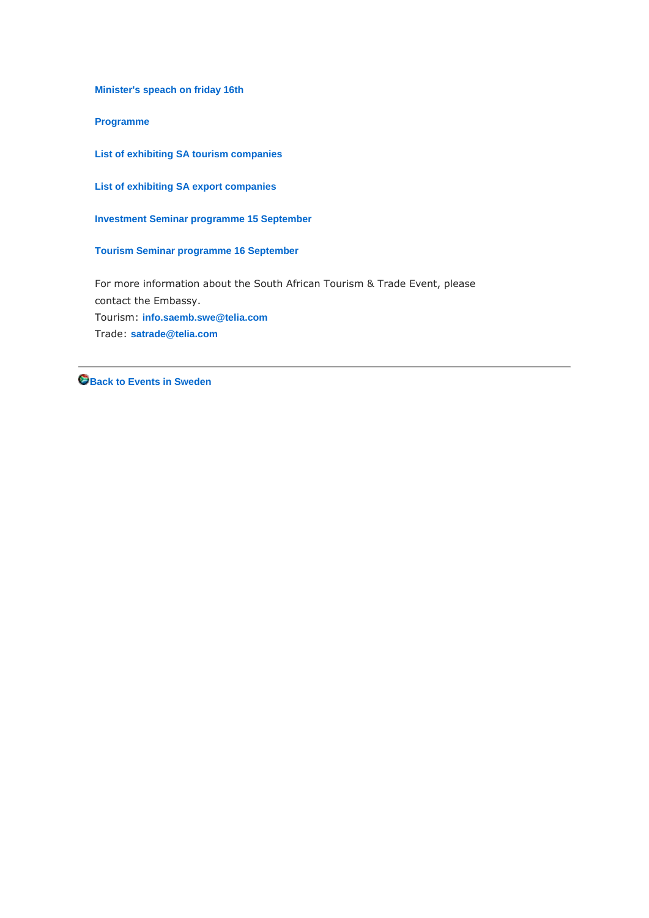**Minister's speach on friday 16th**

**Programme**

**List of exhibiting SA tourism companies**

**List of exhibiting SA export companies**

**Investment Seminar programme 15 September**

**Tourism Seminar programme 16 September**

For more information about the South African Tourism & Trade Event, please contact the Embassy.
Tourism: **info.saemb.swe@telia.com**
Trade: **satrade@telia.com**

---

**Back to Events in Sweden**